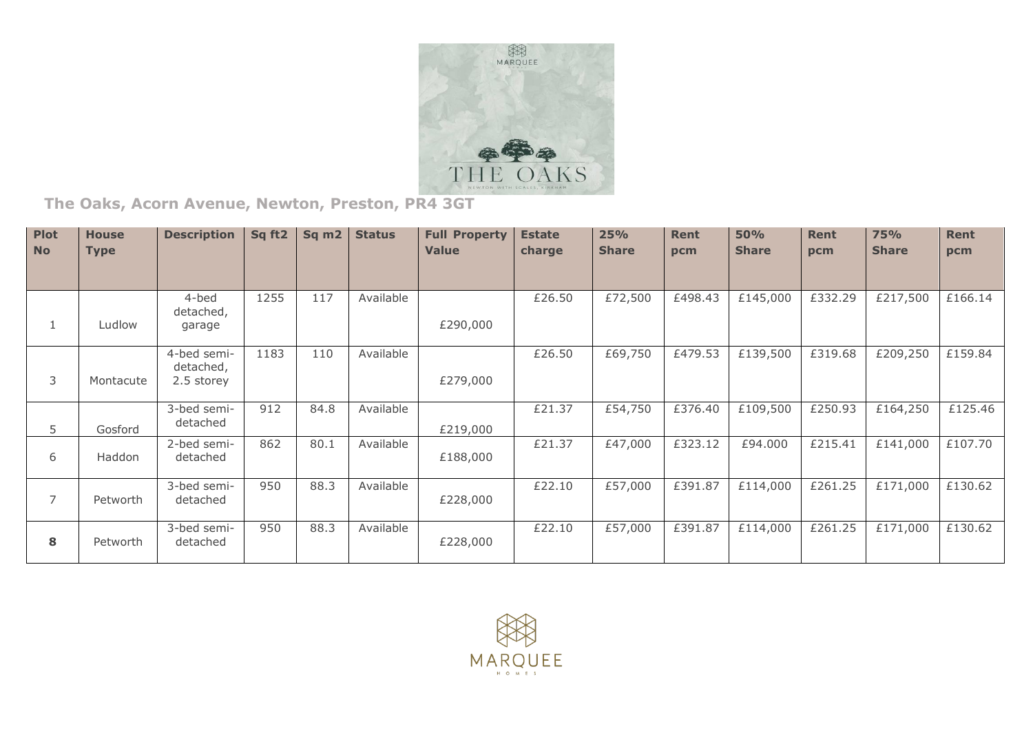# The Oaks, Acorn Avenue, Newton, Preston, PR4 3GT

| Plot No | House Type | Description | Sq ft2 | Sq m2 | Status | Full Property Value | Estate charge | 25% Share | Rent pcm | 50% Share | Rent pcm | 75% Share | Rent pcm |
|---|---|---|---|---|---|---|---|---|---|---|---|---|---|
| 1 | Ludlow | 4-bed detached, garage | 1255 | 117 | Available | £290,000 | £26.50 | £72,500 | £498.43 | £145,000 | £332.29 | £217,500 | £166.14 |
| 3 | Montacute | 4-bed semi-detached, 2.5 storey | 1183 | 110 | Available | £279,000 | £26.50 | £69,750 | £479.53 | £139,500 | £319.68 | £209,250 | £159.84 |
| 5 | Gosford | 3-bed semi-detached | 912 | 84.8 | Available | £219,000 | £21.37 | £54,750 | £376.40 | £109,500 | £250.93 | £164,250 | £125.46 |
| 6 | Haddon | 2-bed semi-detached | 862 | 80.1 | Available | £188,000 | £21.37 | £47,000 | £323.12 | £94.000 | £215.41 | £141,000 | £107.70 |
| 7 | Petworth | 3-bed semi-detached | 950 | 88.3 | Available | £228,000 | £22.10 | £57,000 | £391.87 | £114,000 | £261.25 | £171,000 | £130.62 |
| **8** | Petworth | 3-bed semi-detached | 950 | 88.3 | Available | £228,000 | £22.10 | £57,000 | £391.87 | £114,000 | £261.25 | £171,000 | £130.62 |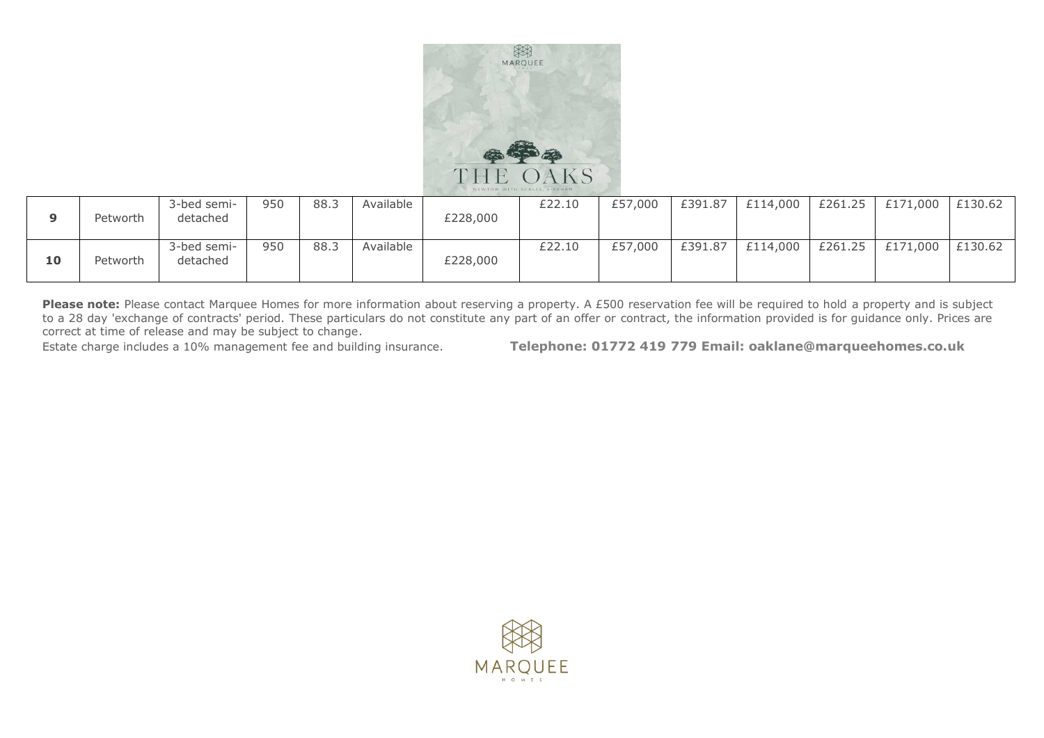| | | | | | | | | | | | | | |
|---|---|---|---|---|---|---|---|---|---|---|---|---|---|
| **9** | Petworth | 3-bed semi-detached | 950 | 88.3 | Available | £228,000 | £22.10 | £57,000 | £391.87 | £114,000 | £261.25 | £171,000 | £130.62 |
| **10** | Petworth | 3-bed semi-detached | 950 | 88.3 | Available | £228,000 | £22.10 | £57,000 | £391.87 | £114,000 | £261.25 | £171,000 | £130.62 |

**Please note:** Please contact Marquee Homes for more information about reserving a property. A £500 reservation fee will be required to hold a property and is subject to a 28 day 'exchange of contracts' period. These particulars do not constitute any part of an offer or contract, the information provided is for guidance only. Prices are correct at time of release and may be subject to change.

Estate charge includes a 10% management fee and building insurance.

**Telephone: 01772 419 779 Email: oaklane@marqueehomes.co.uk**